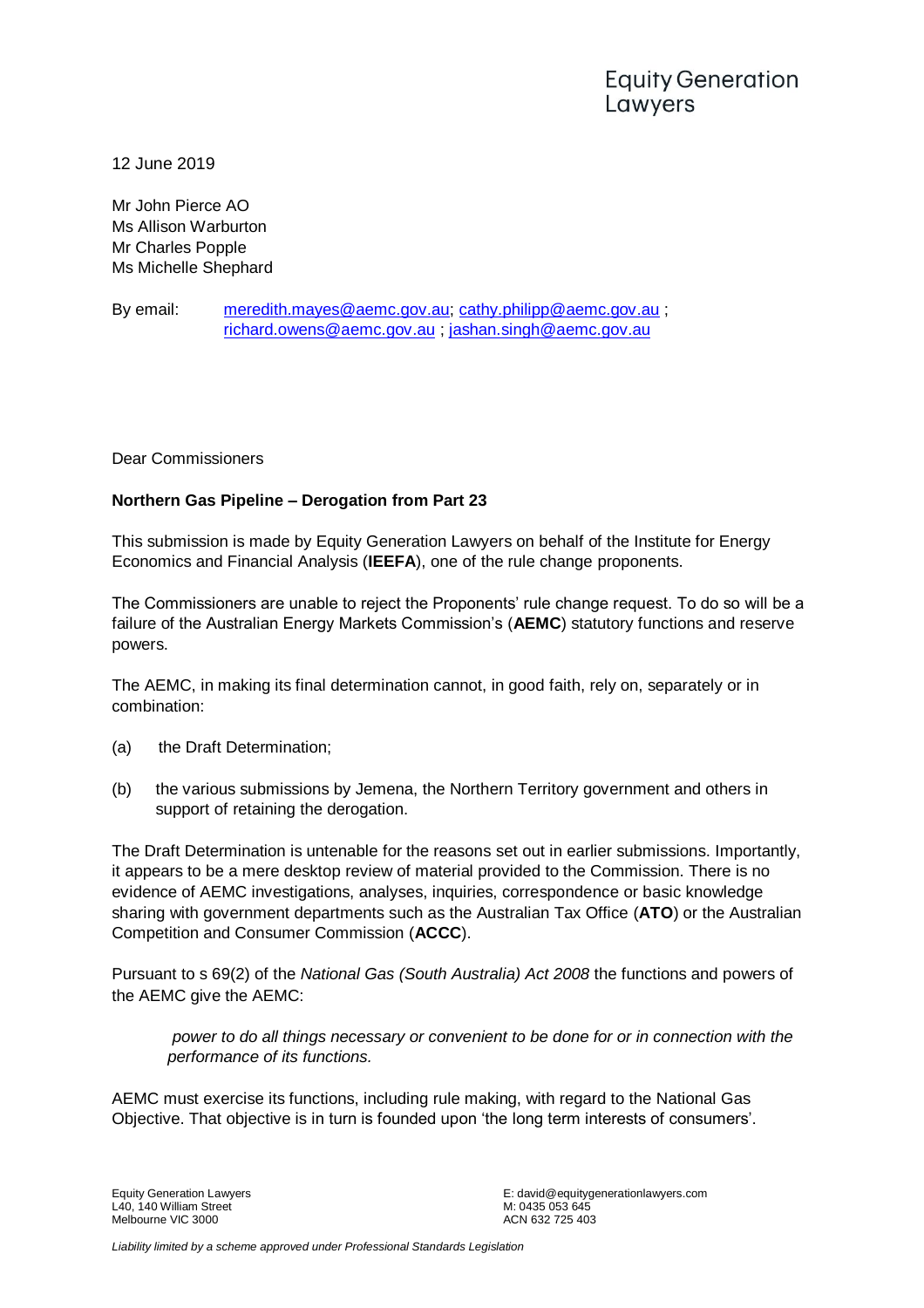Equity Generation Lawyers

12 June 2019

Mr John Pierce AO
Ms Allison Warburton
Mr Charles Popple
Ms Michelle Shephard

By email: meredith.mayes@aemc.gov.au; cathy.philipp@aemc.gov.au ; richard.owens@aemc.gov.au ; jashan.singh@aemc.gov.au

Dear Commissioners

**Northern Gas Pipeline – Derogation from Part 23**

This submission is made by Equity Generation Lawyers on behalf of the Institute for Energy Economics and Financial Analysis (**IEEFA**), one of the rule change proponents.

The Commissioners are unable to reject the Proponents' rule change request. To do so will be a failure of the Australian Energy Markets Commission's (**AEMC**) statutory functions and reserve powers.

The AEMC, in making its final determination cannot, in good faith, rely on, separately or in combination:

(a) the Draft Determination;

(b) the various submissions by Jemena, the Northern Territory government and others in support of retaining the derogation.

The Draft Determination is untenable for the reasons set out in earlier submissions. Importantly, it appears to be a mere desktop review of material provided to the Commission. There is no evidence of AEMC investigations, analyses, inquiries, correspondence or basic knowledge sharing with government departments such as the Australian Tax Office (**ATO**) or the Australian Competition and Consumer Commission (**ACCC**).

Pursuant to s 69(2) of the *National Gas (South Australia) Act 2008* the functions and powers of the AEMC give the AEMC:

> *power to do all things necessary or convenient to be done for or in connection with the performance of its functions.*

AEMC must exercise its functions, including rule making, with regard to the National Gas Objective. That objective is in turn is founded upon 'the long term interests of consumers'.

Equity Generation Lawyers
L40, 140 William Street
Melbourne VIC 3000

E: david@equitygenerationlawyers.com
M: 0435 053 645
ACN 632 725 403

*Liability limited by a scheme approved under Professional Standards Legislation*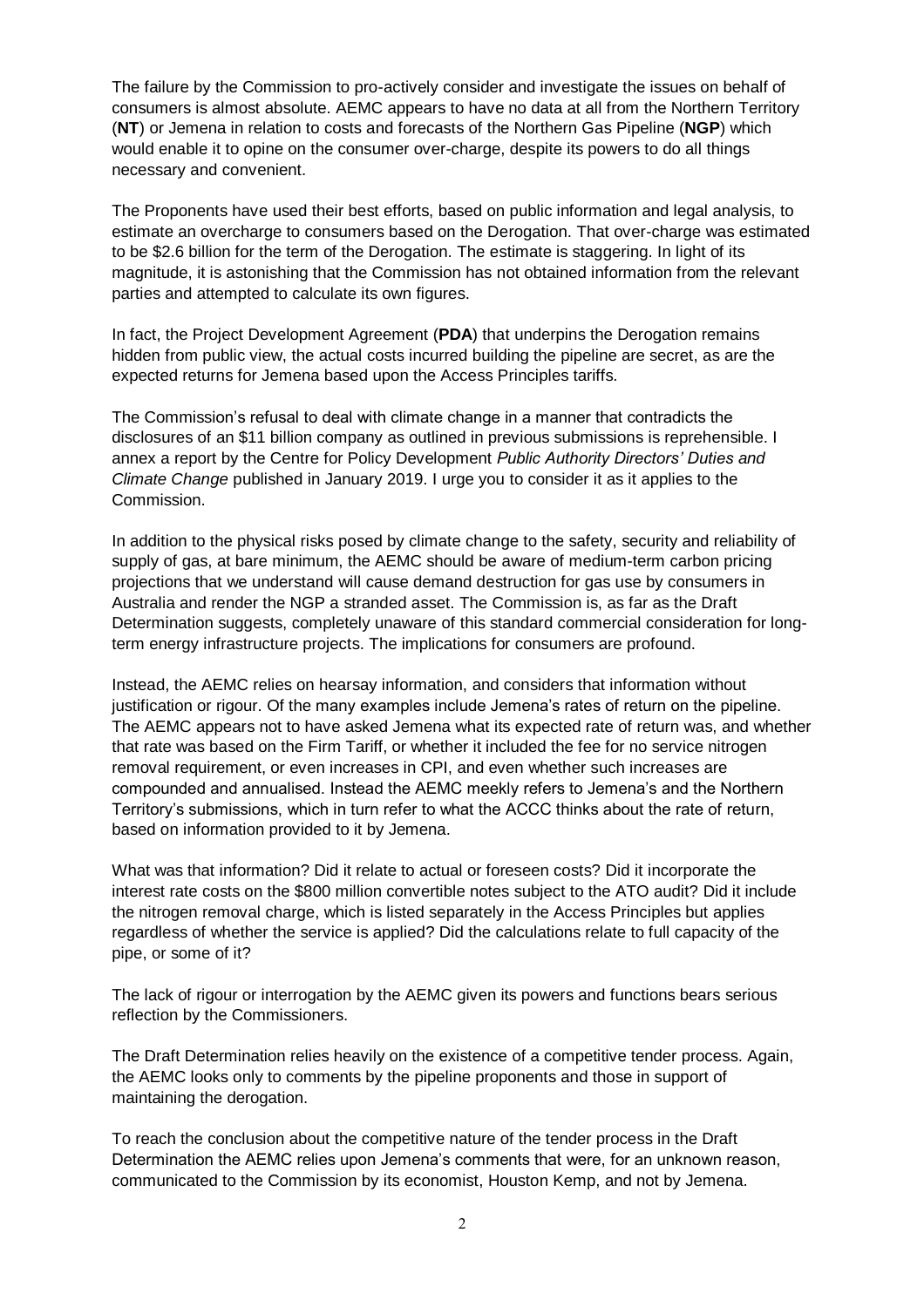The failure by the Commission to pro-actively consider and investigate the issues on behalf of consumers is almost absolute. AEMC appears to have no data at all from the Northern Territory (**NT**) or Jemena in relation to costs and forecasts of the Northern Gas Pipeline (**NGP**) which would enable it to opine on the consumer over-charge, despite its powers to do all things necessary and convenient.

The Proponents have used their best efforts, based on public information and legal analysis, to estimate an overcharge to consumers based on the Derogation. That over-charge was estimated to be $2.6 billion for the term of the Derogation. The estimate is staggering. In light of its magnitude, it is astonishing that the Commission has not obtained information from the relevant parties and attempted to calculate its own figures.

In fact, the Project Development Agreement (**PDA**) that underpins the Derogation remains hidden from public view, the actual costs incurred building the pipeline are secret, as are the expected returns for Jemena based upon the Access Principles tariffs.

The Commission's refusal to deal with climate change in a manner that contradicts the disclosures of an $11 billion company as outlined in previous submissions is reprehensible. I annex a report by the Centre for Policy Development *Public Authority Directors' Duties and Climate Change* published in January 2019. I urge you to consider it as it applies to the Commission.

In addition to the physical risks posed by climate change to the safety, security and reliability of supply of gas, at bare minimum, the AEMC should be aware of medium-term carbon pricing projections that we understand will cause demand destruction for gas use by consumers in Australia and render the NGP a stranded asset. The Commission is, as far as the Draft Determination suggests, completely unaware of this standard commercial consideration for long-term energy infrastructure projects. The implications for consumers are profound.

Instead, the AEMC relies on hearsay information, and considers that information without justification or rigour. Of the many examples include Jemena's rates of return on the pipeline. The AEMC appears not to have asked Jemena what its expected rate of return was, and whether that rate was based on the Firm Tariff, or whether it included the fee for no service nitrogen removal requirement, or even increases in CPI, and even whether such increases are compounded and annualised. Instead the AEMC meekly refers to Jemena's and the Northern Territory's submissions, which in turn refer to what the ACCC thinks about the rate of return, based on information provided to it by Jemena.

What was that information? Did it relate to actual or foreseen costs? Did it incorporate the interest rate costs on the $800 million convertible notes subject to the ATO audit? Did it include the nitrogen removal charge, which is listed separately in the Access Principles but applies regardless of whether the service is applied? Did the calculations relate to full capacity of the pipe, or some of it?

The lack of rigour or interrogation by the AEMC given its powers and functions bears serious reflection by the Commissioners.

The Draft Determination relies heavily on the existence of a competitive tender process. Again, the AEMC looks only to comments by the pipeline proponents and those in support of maintaining the derogation.

To reach the conclusion about the competitive nature of the tender process in the Draft Determination the AEMC relies upon Jemena's comments that were, for an unknown reason, communicated to the Commission by its economist, Houston Kemp, and not by Jemena.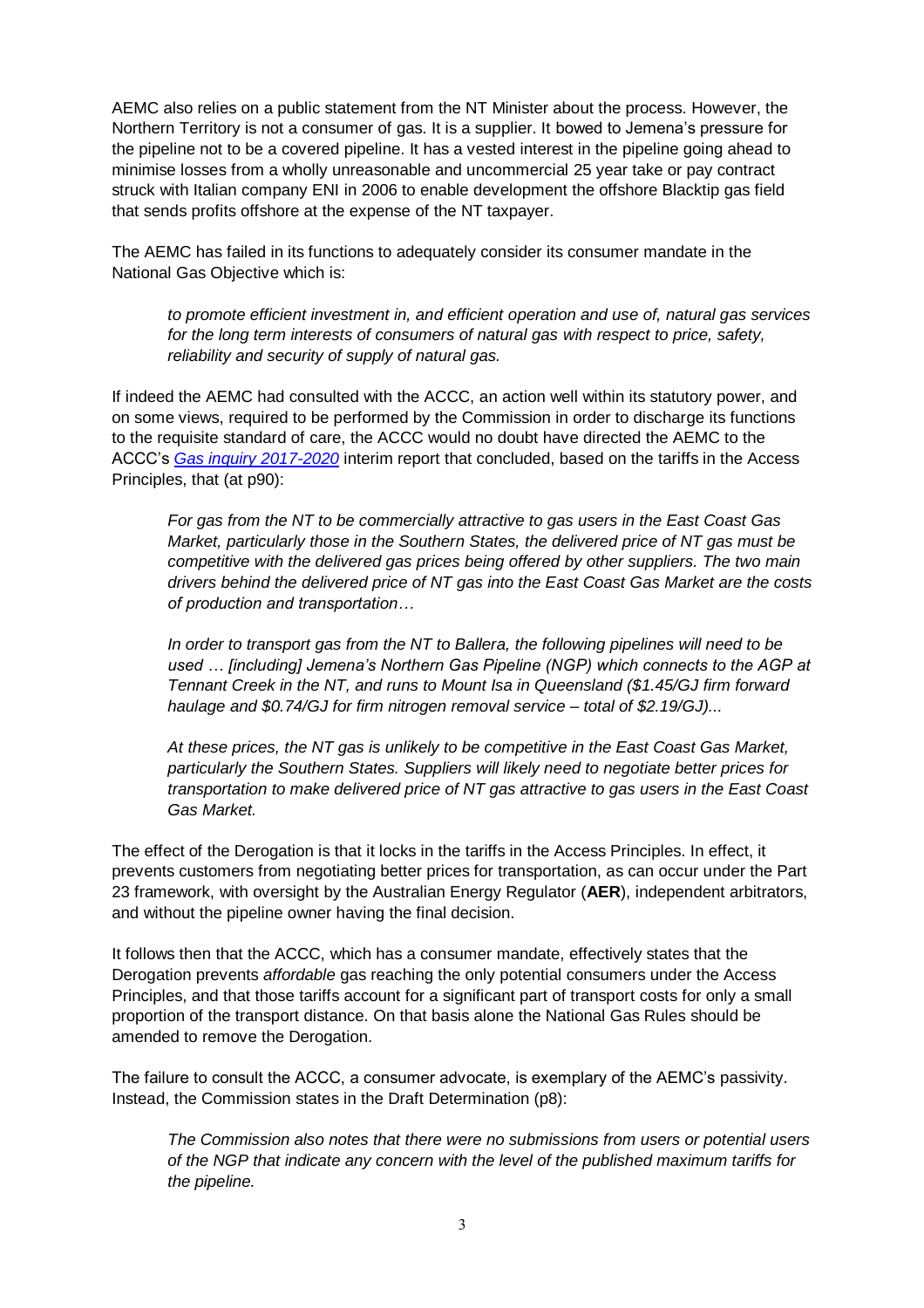AEMC also relies on a public statement from the NT Minister about the process. However, the Northern Territory is not a consumer of gas. It is a supplier. It bowed to Jemena's pressure for the pipeline not to be a covered pipeline. It has a vested interest in the pipeline going ahead to minimise losses from a wholly unreasonable and uncommercial 25 year take or pay contract struck with Italian company ENI in 2006 to enable development the offshore Blacktip gas field that sends profits offshore at the expense of the NT taxpayer.

The AEMC has failed in its functions to adequately consider its consumer mandate in the National Gas Objective which is:

> *to promote efficient investment in, and efficient operation and use of, natural gas services for the long term interests of consumers of natural gas with respect to price, safety, reliability and security of supply of natural gas.*

If indeed the AEMC had consulted with the ACCC, an action well within its statutory power, and on some views, required to be performed by the Commission in order to discharge its functions to the requisite standard of care, the ACCC would no doubt have directed the AEMC to the ACCC's *Gas inquiry 2017-2020* interim report that concluded, based on the tariffs in the Access Principles, that (at p90):

> *For gas from the NT to be commercially attractive to gas users in the East Coast Gas Market, particularly those in the Southern States, the delivered price of NT gas must be competitive with the delivered gas prices being offered by other suppliers. The two main drivers behind the delivered price of NT gas into the East Coast Gas Market are the costs of production and transportation…*
>
> *In order to transport gas from the NT to Ballera, the following pipelines will need to be used … [including] Jemena's Northern Gas Pipeline (NGP) which connects to the AGP at Tennant Creek in the NT, and runs to Mount Isa in Queensland ($1.45/GJ firm forward haulage and $0.74/GJ for firm nitrogen removal service – total of $2.19/GJ)...*
>
> *At these prices, the NT gas is unlikely to be competitive in the East Coast Gas Market, particularly the Southern States. Suppliers will likely need to negotiate better prices for transportation to make delivered price of NT gas attractive to gas users in the East Coast Gas Market.*

The effect of the Derogation is that it locks in the tariffs in the Access Principles. In effect, it prevents customers from negotiating better prices for transportation, as can occur under the Part 23 framework, with oversight by the Australian Energy Regulator (**AER**), independent arbitrators, and without the pipeline owner having the final decision.

It follows then that the ACCC, which has a consumer mandate, effectively states that the Derogation prevents *affordable* gas reaching the only potential consumers under the Access Principles, and that those tariffs account for a significant part of transport costs for only a small proportion of the transport distance. On that basis alone the National Gas Rules should be amended to remove the Derogation.

The failure to consult the ACCC, a consumer advocate, is exemplary of the AEMC's passivity. Instead, the Commission states in the Draft Determination (p8):

> *The Commission also notes that there were no submissions from users or potential users of the NGP that indicate any concern with the level of the published maximum tariffs for the pipeline.*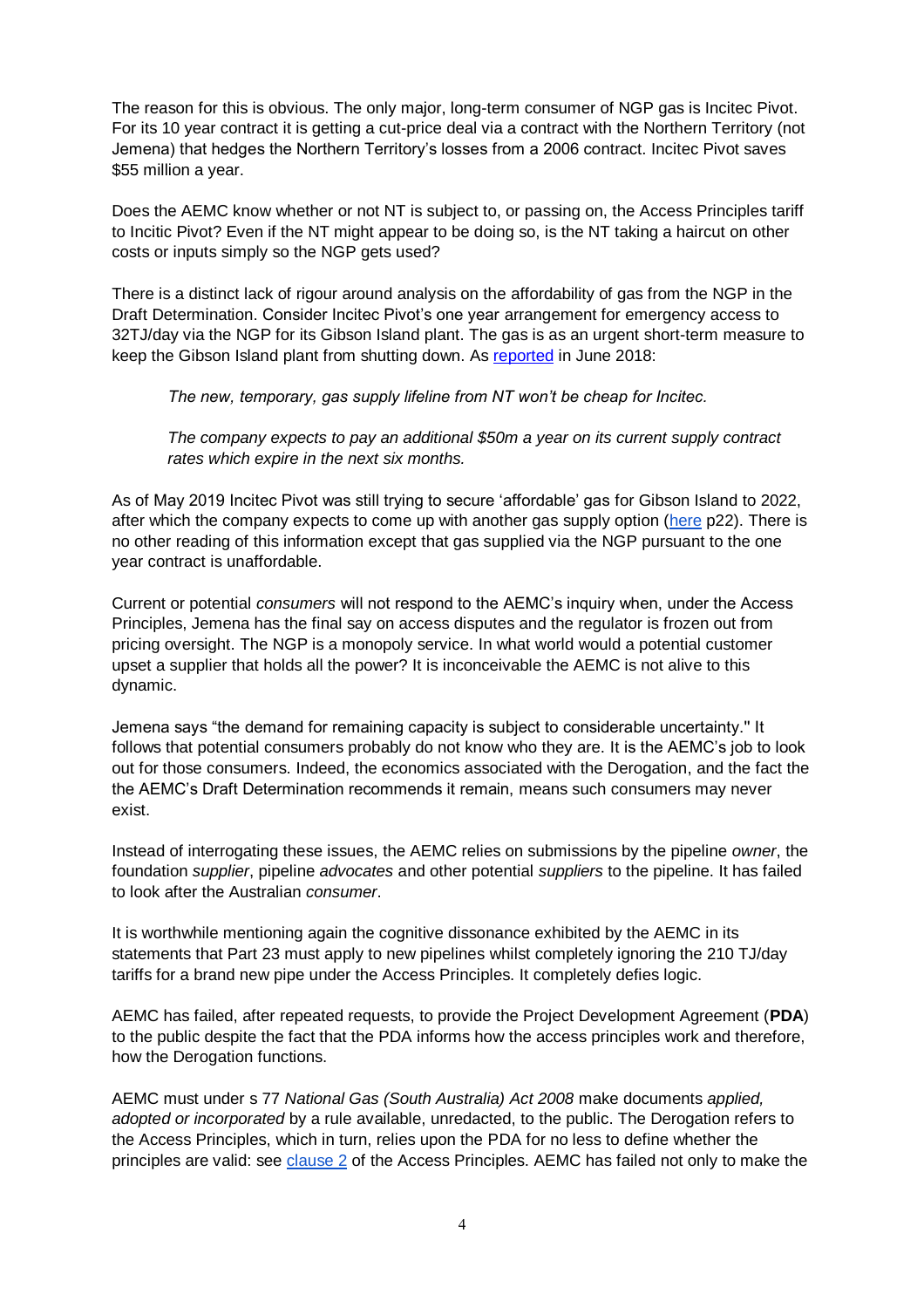The reason for this is obvious. The only major, long-term consumer of NGP gas is Incitec Pivot. For its 10 year contract it is getting a cut-price deal via a contract with the Northern Territory (not Jemena) that hedges the Northern Territory's losses from a 2006 contract. Incitec Pivot saves $55 million a year.

Does the AEMC know whether or not NT is subject to, or passing on, the Access Principles tariff to Incitic Pivot? Even if the NT might appear to be doing so, is the NT taking a haircut on other costs or inputs simply so the NGP gets used?

There is a distinct lack of rigour around analysis on the affordability of gas from the NGP in the Draft Determination. Consider Incitec Pivot's one year arrangement for emergency access to 32TJ/day via the NGP for its Gibson Island plant. The gas is as an urgent short-term measure to keep the Gibson Island plant from shutting down. As reported in June 2018:

> *The new, temporary, gas supply lifeline from NT won't be cheap for Incitec.*
>
> *The company expects to pay an additional $50m a year on its current supply contract rates which expire in the next six months.*

As of May 2019 Incitec Pivot was still trying to secure 'affordable' gas for Gibson Island to 2022, after which the company expects to come up with another gas supply option (here p22). There is no other reading of this information except that gas supplied via the NGP pursuant to the one year contract is unaffordable.

Current or potential *consumers* will not respond to the AEMC's inquiry when, under the Access Principles, Jemena has the final say on access disputes and the regulator is frozen out from pricing oversight. The NGP is a monopoly service. In what world would a potential customer upset a supplier that holds all the power? It is inconceivable the AEMC is not alive to this dynamic.

Jemena says "the demand for remaining capacity is subject to considerable uncertainty." It follows that potential consumers probably do not know who they are. It is the AEMC's job to look out for those consumers. Indeed, the economics associated with the Derogation, and the fact the the AEMC's Draft Determination recommends it remain, means such consumers may never exist.

Instead of interrogating these issues, the AEMC relies on submissions by the pipeline *owner*, the foundation *supplier*, pipeline *advocates* and other potential *suppliers* to the pipeline. It has failed to look after the Australian *consumer*.

It is worthwhile mentioning again the cognitive dissonance exhibited by the AEMC in its statements that Part 23 must apply to new pipelines whilst completely ignoring the 210 TJ/day tariffs for a brand new pipe under the Access Principles. It completely defies logic.

AEMC has failed, after repeated requests, to provide the Project Development Agreement (**PDA**) to the public despite the fact that the PDA informs how the access principles work and therefore, how the Derogation functions.

AEMC must under s 77 *National Gas (South Australia) Act 2008* make documents *applied, adopted or incorporated* by a rule available, unredacted, to the public. The Derogation refers to the Access Principles, which in turn, relies upon the PDA for no less to define whether the principles are valid: see clause 2 of the Access Principles. AEMC has failed not only to make the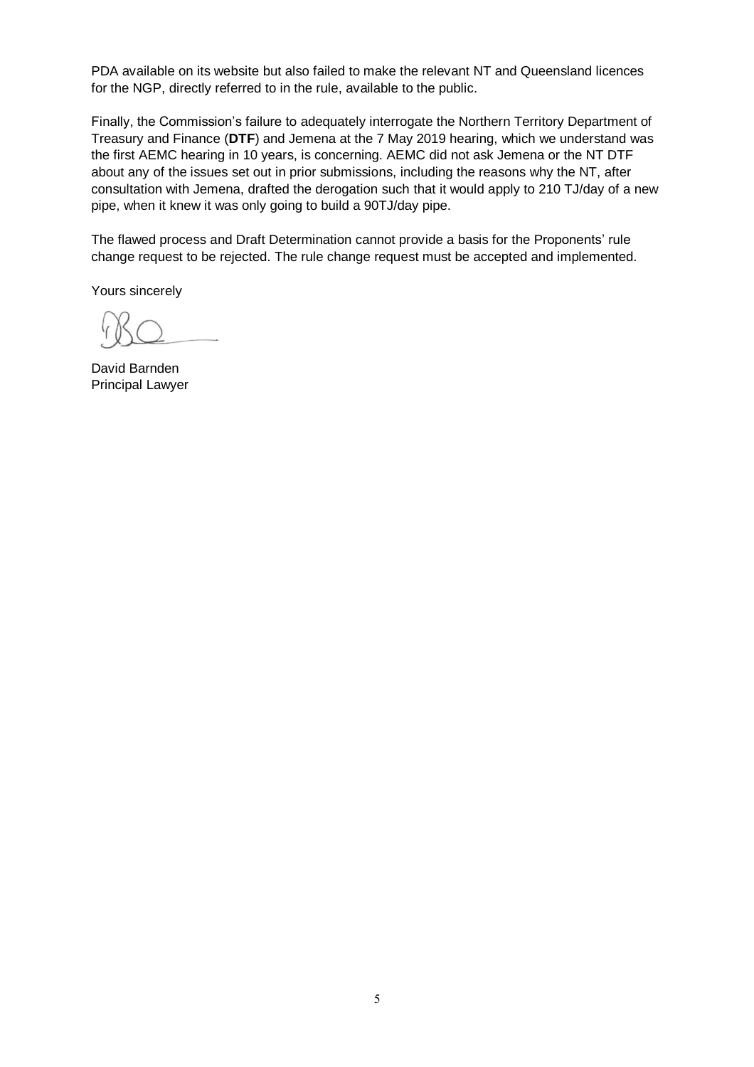PDA available on its website but also failed to make the relevant NT and Queensland licences for the NGP, directly referred to in the rule, available to the public.

Finally, the Commission's failure to adequately interrogate the Northern Territory Department of Treasury and Finance (**DTF**) and Jemena at the 7 May 2019 hearing, which we understand was the first AEMC hearing in 10 years, is concerning. AEMC did not ask Jemena or the NT DTF about any of the issues set out in prior submissions, including the reasons why the NT, after consultation with Jemena, drafted the derogation such that it would apply to 210 TJ/day of a new pipe, when it knew it was only going to build a 90TJ/day pipe.

The flawed process and Draft Determination cannot provide a basis for the Proponents' rule change request to be rejected. The rule change request must be accepted and implemented.

Yours sincerely

David Barnden
Principal Lawyer